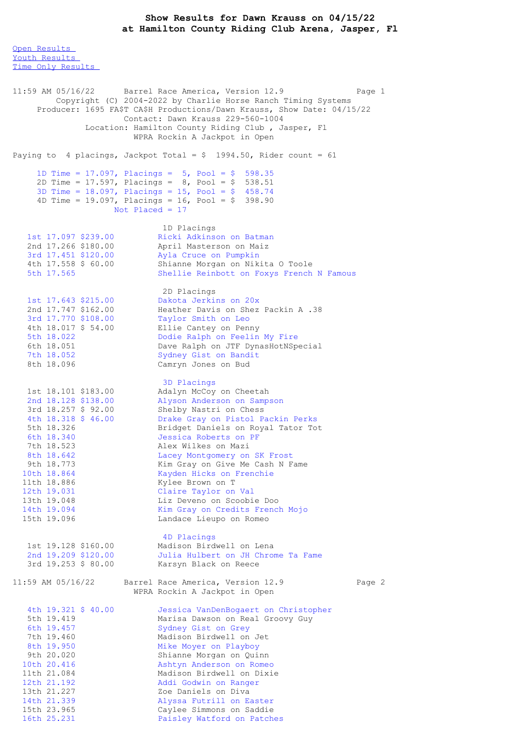# Show Results for Dawn Krauss on 04/15/22
## at Hamilton County Riding Club Arena, Jasper, Fl

Open Results
Youth Results
Time Only Results

11:59 AM 05/16/22 Barrel Race America, Version 12.9

Copyright (C) 2004-2022 by Charlie Horse Ranch Timing Systems
Producer: 1695 FA$T CA$H Productions/Dawn Krauss, Show Date: 04/15/22
Contact: Dawn Krauss 229-560-1004
Location: Hamilton County Riding Club , Jasper, Fl
WPRA Rockin A Jackpot in Open

Paying to 4 placings, Jackpot Total = $ 1994.50, Rider count = 61

1D Time = 17.097, Placings = 5, Pool = $ 598.35
2D Time = 17.597, Placings = 8, Pool = $ 538.51
3D Time = 18.097, Placings = 15, Pool = $ 458.74
4D Time = 19.097, Placings = 16, Pool = $ 398.90
Not Placed = 17

### 1D Placings

| Place | Time | Payout | Rider |
|---|---|---|---|
| 1st | 17.097 | $239.00 | Ricki Adkinson on Batman |
| 2nd | 17.266 | $180.00 | April Masterson on Maiz |
| 3rd | 17.451 | $120.00 | Ayla Cruce on Pumpkin |
| 4th | 17.558 | $ 60.00 | Shianne Morgan on Nikita O Toole |
| 5th | 17.565 | | Shellie Reinbott on Foxys French N Famous |

### 2D Placings

| Place | Time | Payout | Rider |
|---|---|---|---|
| 1st | 17.643 | $215.00 | Dakota Jerkins on 20x |
| 2nd | 17.747 | $162.00 | Heather Davis on Shez Packin A .38 |
| 3rd | 17.770 | $108.00 | Taylor Smith on Leo |
| 4th | 18.017 | $ 54.00 | Ellie Cantey on Penny |
| 5th | 18.022 | | Dodie Ralph on Feelin My Fire |
| 6th | 18.051 | | Dave Ralph on JTF DynasHotNSpecial |
| 7th | 18.052 | | Sydney Gist on Bandit |
| 8th | 18.096 | | Camryn Jones on Bud |

### 3D Placings

| Place | Time | Payout | Rider |
|---|---|---|---|
| 1st | 18.101 | $183.00 | Adalyn McCoy on Cheetah |
| 2nd | 18.128 | $138.00 | Alyson Anderson on Sampson |
| 3rd | 18.257 | $ 92.00 | Shelby Nastri on Chess |
| 4th | 18.318 | $ 46.00 | Drake Gray on Pistol Packin Perks |
| 5th | 18.326 | | Bridget Daniels on Royal Tator Tot |
| 6th | 18.340 | | Jessica Roberts on PF |
| 7th | 18.523 | | Alex Wilkes on Mazi |
| 8th | 18.642 | | Lacey Montgomery on SK Frost |
| 9th | 18.773 | | Kim Gray on Give Me Cash N Fame |
| 10th | 18.864 | | Kayden Hicks on Frenchie |
| 11th | 18.886 | | Kylee Brown on T |
| 12th | 19.031 | | Claire Taylor on Val |
| 13th | 19.048 | | Liz Deveno on Scoobie Doo |
| 14th | 19.094 | | Kim Gray on Credits French Mojo |
| 15th | 19.096 | | Landace Lieupo on Romeo |

### 4D Placings

| Place | Time | Payout | Rider |
|---|---|---|---|
| 1st | 19.128 | $160.00 | Madison Birdwell on Lena |
| 2nd | 19.209 | $120.00 | Julia Hulbert on JH Chrome Ta Fame |
| 3rd | 19.253 | $ 80.00 | Karsyn Black on Reece |
| 4th | 19.321 | $ 40.00 | Jessica VanDenBogaert on Christopher |
| 5th | 19.419 | | Marisa Dawson on Real Groovy Guy |
| 6th | 19.457 | | Sydney Gist on Grey |
| 7th | 19.460 | | Madison Birdwell on Jet |
| 8th | 19.950 | | Mike Moyer on Playboy |
| 9th | 20.020 | | Shianne Morgan on Quinn |
| 10th | 20.416 | | Ashtyn Anderson on Romeo |
| 11th | 21.084 | | Madison Birdwell on Dixie |
| 12th | 21.192 | | Addi Godwin on Ranger |
| 13th | 21.227 | | Zoe Daniels on Diva |
| 14th | 21.339 | | Alyssa Futrill on Easter |
| 15th | 23.965 | | Caylee Simmons on Saddie |
| 16th | 25.231 | | Paisley Watford on Patches |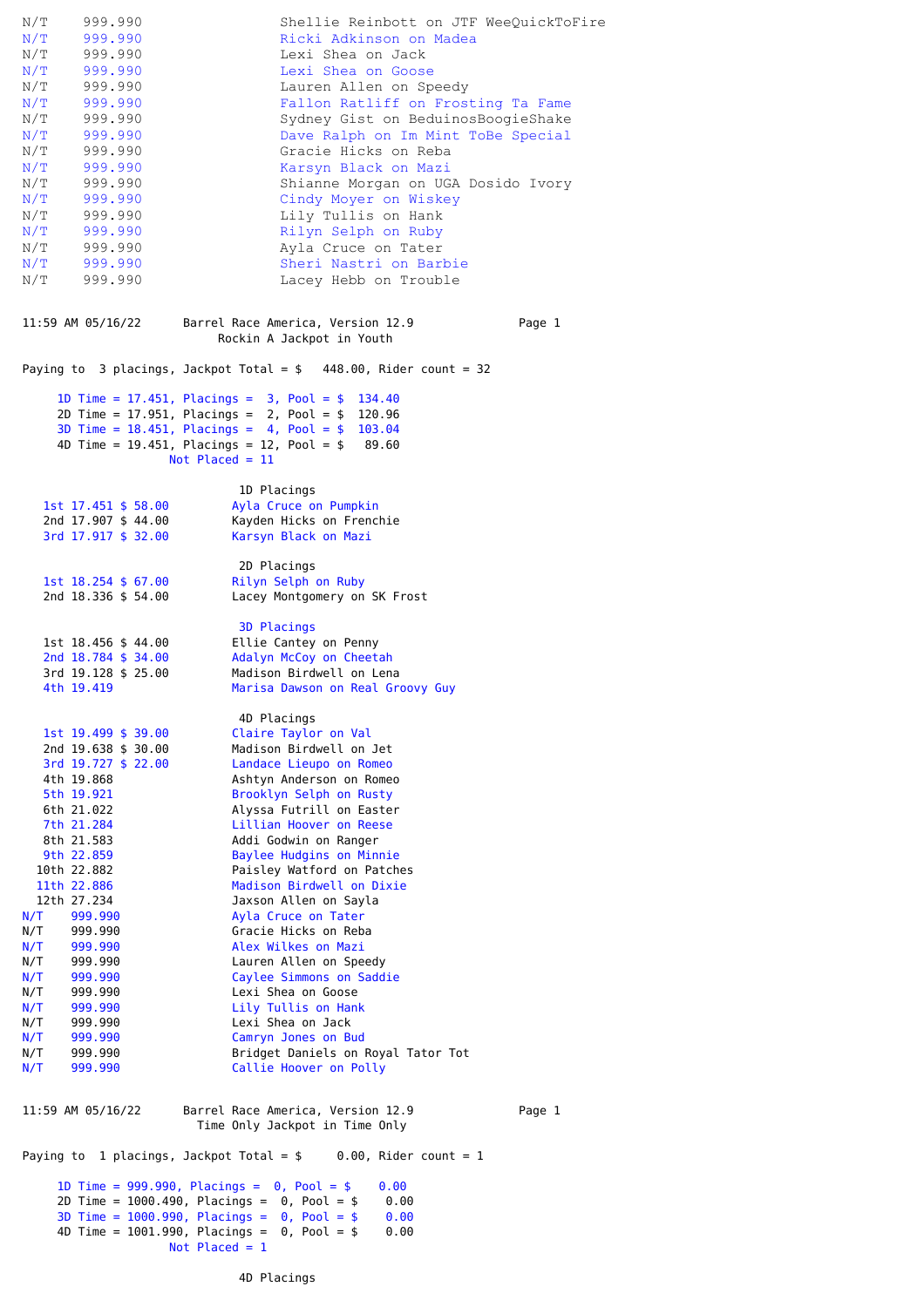```
N/T    999.990                 Shellie Reinbott on JTF WeeQuickToFire
N/T    999.990                 Ricki Adkinson on Madea
N/T    999.990                 Lexi Shea on Jack
N/T    999.990                 Lexi Shea on Goose
N/T    999.990                 Lauren Allen on Speedy
N/T    999.990                 Fallon Ratliff on Frosting Ta Fame
N/T    999.990                 Sydney Gist on BeduinosBoogieShake
N/T    999.990                 Dave Ralph on Im Mint ToBe Special
N/T    999.990                 Gracie Hicks on Reba
N/T    999.990                 Karsyn Black on Mazi
N/T    999.990                 Shianne Morgan on UGA Dosido Ivory
N/T    999.990                 Cindy Moyer on Wiskey
N/T    999.990                 Lily Tullis on Hank
N/T    999.990                 Rilyn Selph on Ruby
N/T    999.990                 Ayla Cruce on Tater
N/T    999.990                 Sheri Nastri on Barbie
N/T    999.990                 Lacey Hebb on Trouble
```

```
11:59 AM 05/16/22      Barrel Race America, Version 12.9             Page 1
                          Rockin A Jackpot in Youth

Paying to  3 placings, Jackpot Total = $   448.00, Rider count = 32

     1D Time = 17.451, Placings =  3, Pool = $  134.40
     2D Time = 17.951, Placings =  2, Pool = $  120.96
     3D Time = 18.451, Placings =  4, Pool = $  103.04
     4D Time = 19.451, Placings = 12, Pool = $   89.60
                     Not Placed = 11

                                1D Placings
   1st 17.451 $ 58.00         Ayla Cruce on Pumpkin
   2nd 17.907 $ 44.00         Kayden Hicks on Frenchie
   3rd 17.917 $ 32.00         Karsyn Black on Mazi

                                2D Placings
   1st 18.254 $ 67.00         Rilyn Selph on Ruby
   2nd 18.336 $ 54.00         Lacey Montgomery on SK Frost

                                3D Placings
   1st 18.456 $ 44.00         Ellie Cantey on Penny
   2nd 18.784 $ 34.00         Adalyn McCoy on Cheetah
   3rd 19.128 $ 25.00         Madison Birdwell on Lena
   4th 19.419                 Marisa Dawson on Real Groovy Guy

                                4D Placings
   1st 19.499 $ 39.00         Claire Taylor on Val
   2nd 19.638 $ 30.00         Madison Birdwell on Jet
   3rd 19.727 $ 22.00         Landace Lieupo on Romeo
   4th 19.868                 Ashtyn Anderson on Romeo
   5th 19.921                 Brooklyn Selph on Rusty
   6th 21.022                 Alyssa Futrill on Easter
   7th 21.284                 Lillian Hoover on Reese
   8th 21.583                 Addi Godwin on Ranger
   9th 22.859                 Baylee Hudgins on Minnie
  10th 22.882                 Paisley Watford on Patches
  11th 22.886                 Madison Birdwell on Dixie
  12th 27.234                 Jaxson Allen on Sayla
N/T    999.990                Ayla Cruce on Tater
N/T    999.990                Gracie Hicks on Reba
N/T    999.990                Alex Wilkes on Mazi
N/T    999.990                Lauren Allen on Speedy
N/T    999.990                Caylee Simmons on Saddie
N/T    999.990                Lexi Shea on Goose
N/T    999.990                Lily Tullis on Hank
N/T    999.990                Lexi Shea on Jack
N/T    999.990                Camryn Jones on Bud
N/T    999.990                Bridget Daniels on Royal Tator Tot
N/T    999.990                Callie Hoover on Polly
```

```
11:59 AM 05/16/22      Barrel Race America, Version 12.9             Page 1
                        Time Only Jackpot in Time Only

Paying to  1 placings, Jackpot Total = $     0.00, Rider count = 1

     1D Time = 999.990, Placings =  0, Pool = $    0.00
     2D Time = 1000.490, Placings =  0, Pool = $    0.00
     3D Time = 1000.990, Placings =  0, Pool = $    0.00
     4D Time = 1001.990, Placings =  0, Pool = $    0.00
                     Not Placed = 1

                                4D Placings
```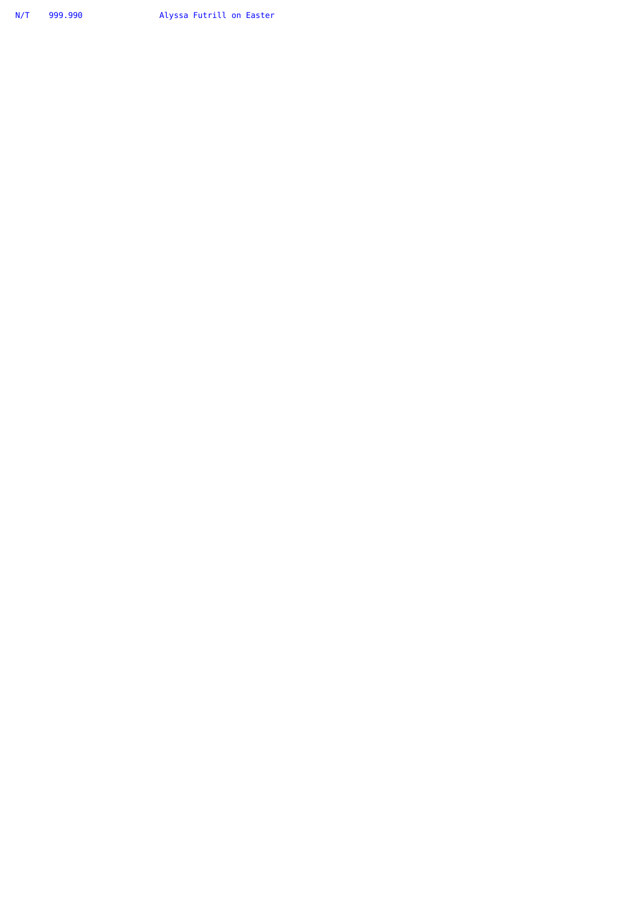N/T 999.990 Alyssa Futrill on Easter